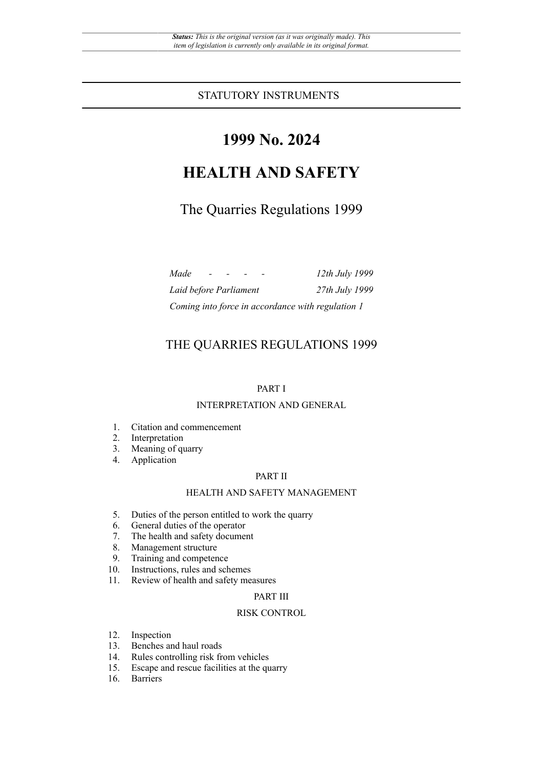*Status: This is the original version (as it was originally made). This item of legislation is currently only available in its original format.*

STATUSTORY INSTRUMENTS

# 1999 No. 2024

# HEALTH AND SAFETY

## The Quarries Regulations 1999

| | |
|---|---|
| *Made - - - -* | *12th July 1999* |
| *Laid before Parliament* | *27th July 1999* |
| *Coming into force in accordance with regulation 1* | |

## THE QUARRIES REGULATIONS 1999

PART I

INTERPRETATION AND GENERAL

1. Citation and commencement
2. Interpretation
3. Meaning of quarry
4. Application

PART II

HEALTH AND SAFETY MANAGEMENT

5. Duties of the person entitled to work the quarry
6. General duties of the operator
7. The health and safety document
8. Management structure
9. Training and competence
10. Instructions, rules and schemes
11. Review of health and safety measures

PART III

RISK CONTROL

12. Inspection
13. Benches and haul roads
14. Rules controlling risk from vehicles
15. Escape and rescue facilities at the quarry
16. Barriers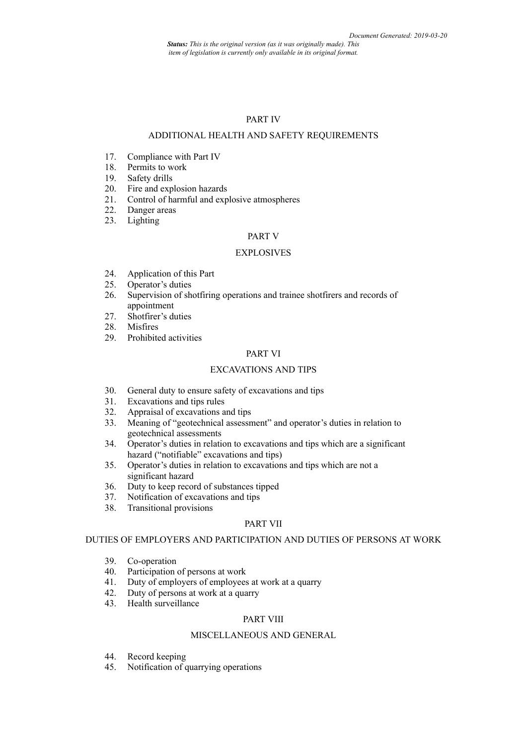## PART IV

## ADDITIONAL HEALTH AND SAFETY REQUIREMENTS

17. Compliance with Part IV
18. Permits to work
19. Safety drills
20. Fire and explosion hazards
21. Control of harmful and explosive atmospheres
22. Danger areas
23. Lighting

## PART V

## EXPLOSIVES

24. Application of this Part
25. Operator's duties
26. Supervision of shotfiring operations and trainee shotfirers and records of appointment
27. Shotfirer's duties
28. Misfires
29. Prohibited activities

## PART VI

## EXCAVATIONS AND TIPS

30. General duty to ensure safety of excavations and tips
31. Excavations and tips rules
32. Appraisal of excavations and tips
33. Meaning of "geotechnical assessment" and operator's duties in relation to geotechnical assessments
34. Operator's duties in relation to excavations and tips which are a significant hazard ("notifiable" excavations and tips)
35. Operator's duties in relation to excavations and tips which are not a significant hazard
36. Duty to keep record of substances tipped
37. Notification of excavations and tips
38. Transitional provisions

## PART VII

## DUTIES OF EMPLOYERS AND PARTICIPATION AND DUTIES OF PERSONS AT WORK

39. Co-operation
40. Participation of persons at work
41. Duty of employers of employees at work at a quarry
42. Duty of persons at work at a quarry
43. Health surveillance

## PART VIII

## MISCELLANEOUS AND GENERAL

44. Record keeping
45. Notification of quarrying operations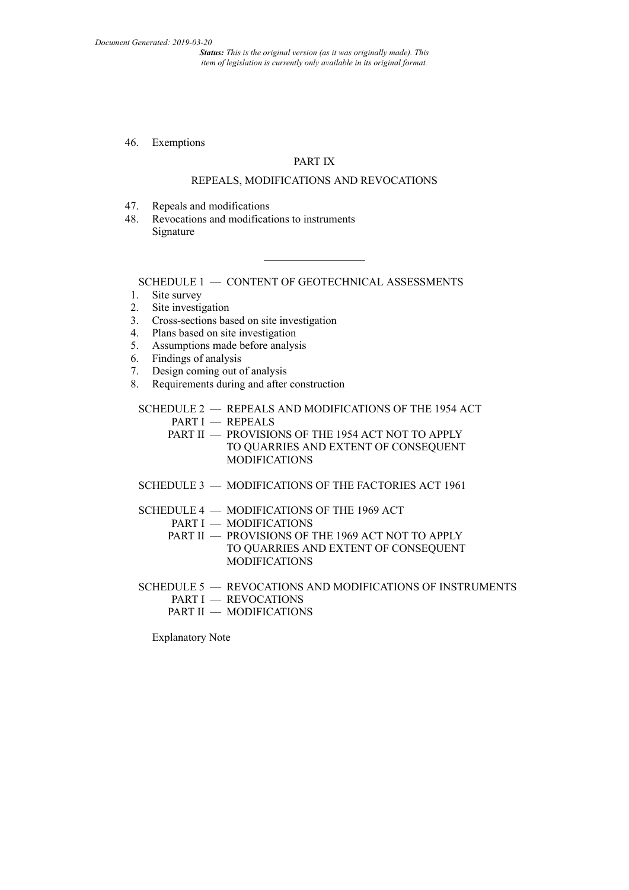46. Exemptions

PART IX

REPEALS, MODIFICATIONS AND REVOCATIONS

47. Repeals and modifications
48. Revocations and modifications to instruments
    Signature

---

SCHEDULE 1 — CONTENT OF GEOTECHNICAL ASSESSMENTS

1. Site survey
2. Site investigation
3. Cross-sections based on site investigation
4. Plans based on site investigation
5. Assumptions made before analysis
6. Findings of analysis
7. Design coming out of analysis
8. Requirements during and after construction

SCHEDULE 2 — REPEALS AND MODIFICATIONS OF THE 1954 ACT
- PART I — REPEALS
- PART II — PROVISIONS OF THE 1954 ACT NOT TO APPLY TO QUARRIES AND EXTENT OF CONSEQUENT MODIFICATIONS

SCHEDULE 3 — MODIFICATIONS OF THE FACTORIES ACT 1961

SCHEDULE 4 — MODIFICATIONS OF THE 1969 ACT
- PART I — MODIFICATIONS
- PART II — PROVISIONS OF THE 1969 ACT NOT TO APPLY TO QUARRIES AND EXTENT OF CONSEQUENT MODIFICATIONS

SCHEDULE 5 — REVOCATIONS AND MODIFICATIONS OF INSTRUMENTS
- PART I — REVOCATIONS
- PART II — MODIFICATIONS

Explanatory Note